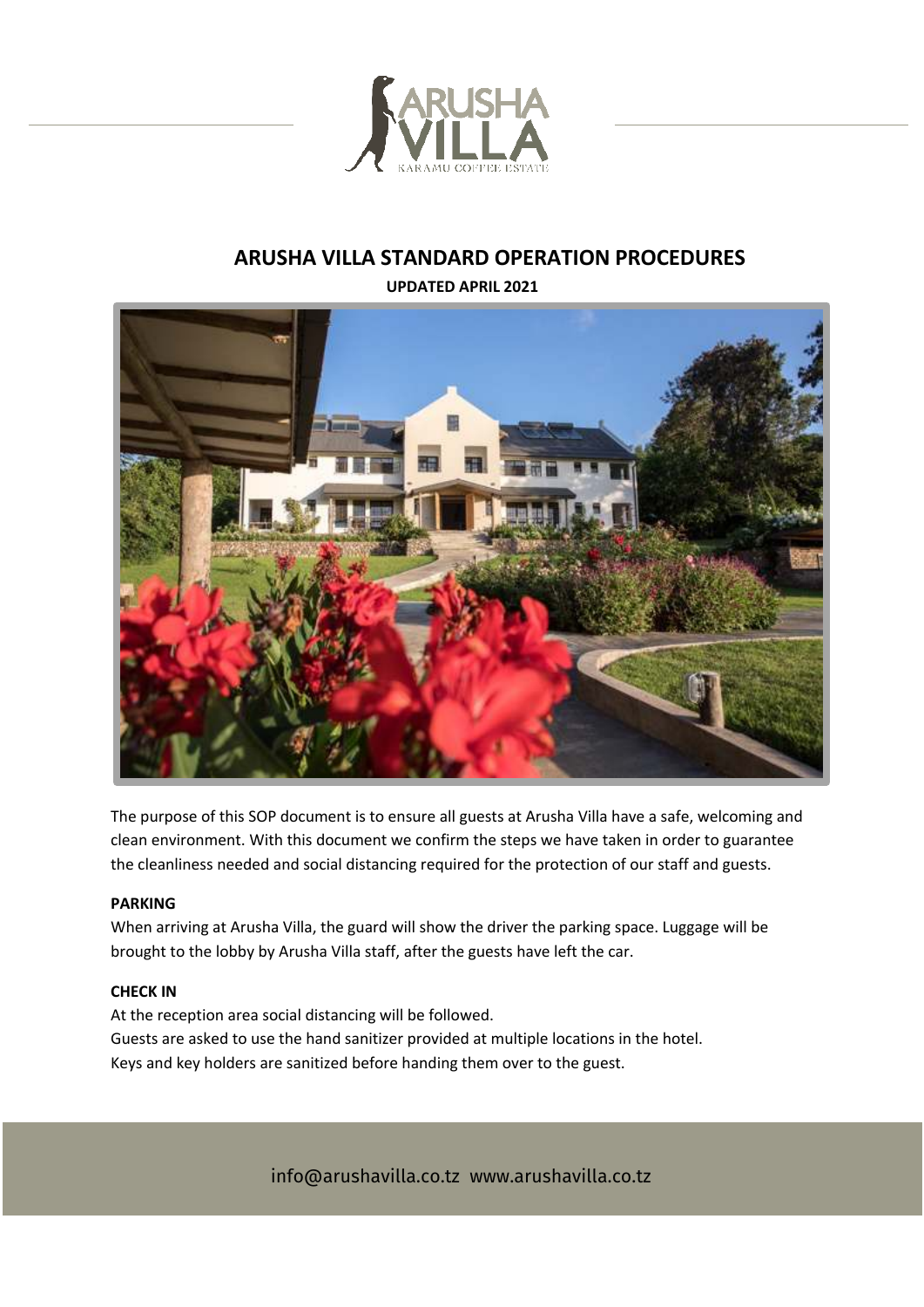# ARUSHA VILLA STANDARD OPERATION PROCEDURES

**UPDATED APRIL 2021**

The purpose of this SOP document is to ensure all guests at Arusha Villa have a safe, welcoming and clean environment. With this document we confirm the steps we have taken in order to guarantee the cleanliness needed and social distancing required for the protection of our staff and guests.

**PARKING**

When arriving at Arusha Villa, the guard will show the driver the parking space. Luggage will be brought to the lobby by Arusha Villa staff, after the guests have left the car.

**CHECK IN**

At the reception area social distancing will be followed.
Guests are asked to use the hand sanitizer provided at multiple locations in the hotel.
Keys and key holders are sanitized before handing them over to the guest.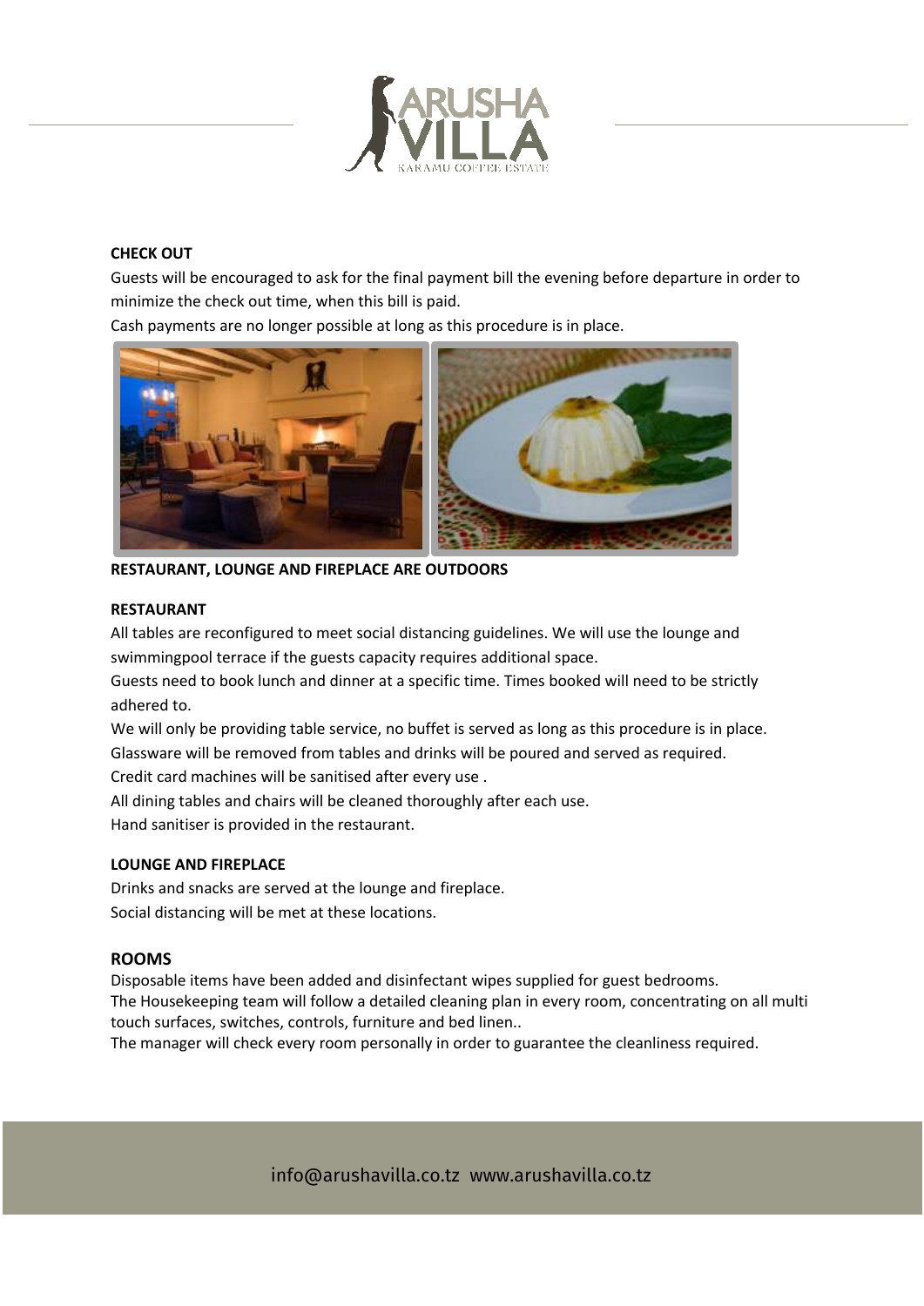**CHECK OUT**

Guests will be encouraged to ask for the final payment bill the evening before departure in order to minimize the check out time, when this bill is paid.

Cash payments are no longer possible at long as this procedure is in place.

**RESTAURANT, LOUNGE AND FIREPLACE ARE OUTDOORS**

**RESTAURANT**

All tables are reconfigured to meet social distancing guidelines. We will use the lounge and swimmingpool terrace if the guests capacity requires additional space.

Guests need to book lunch and dinner at a specific time. Times booked will need to be strictly adhered to.

We will only be providing table service, no buffet is served as long as this procedure is in place.

Glassware will be removed from tables and drinks will be poured and served as required.

Credit card machines will be sanitised after every use .

All dining tables and chairs will be cleaned thoroughly after each use.

Hand sanitiser is provided in the restaurant.

**LOUNGE AND FIREPLACE**

Drinks and snacks are served at the lounge and fireplace.

Social distancing will be met at these locations.

## ROOMS

Disposable items have been added and disinfectant wipes supplied for guest bedrooms.

The Housekeeping team will follow a detailed cleaning plan in every room, concentrating on all multi touch surfaces, switches, controls, furniture and bed linen..

The manager will check every room personally in order to guarantee the cleanliness required.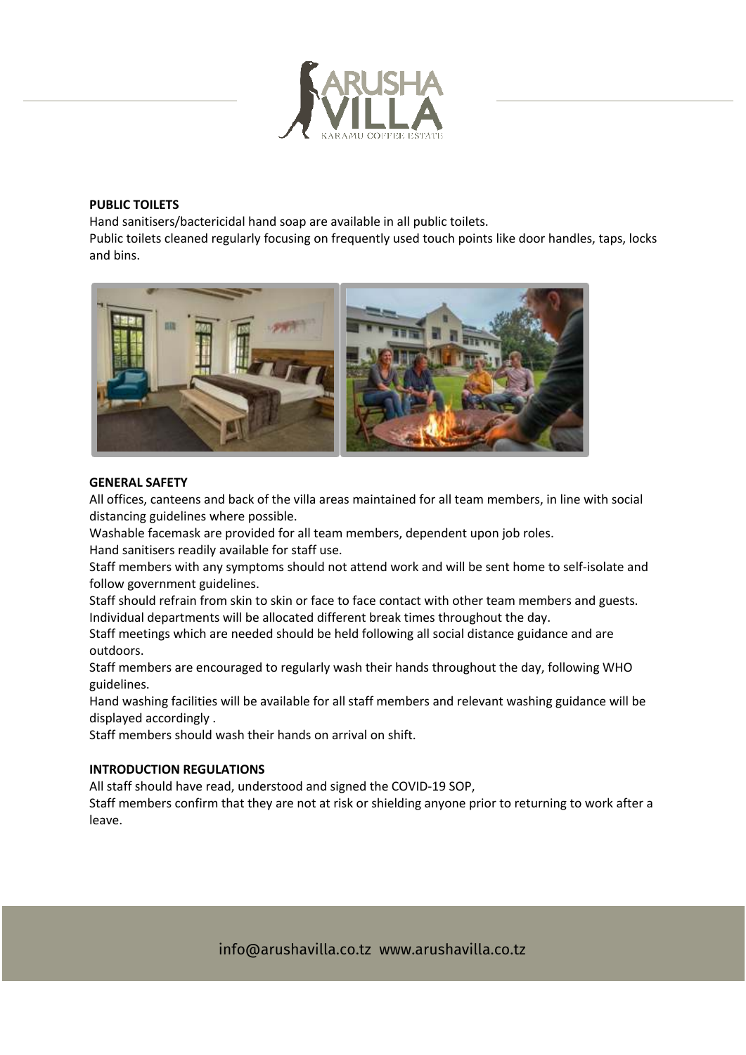**PUBLIC TOILETS**

Hand sanitisers/bactericidal hand soap are available in all public toilets.
Public toilets cleaned regularly focusing on frequently used touch points like door handles, taps, locks and bins.

**GENERAL SAFETY**

All offices, canteens and back of the villa areas maintained for all team members, in line with social distancing guidelines where possible.
Washable facemask are provided for all team members, dependent upon job roles.
Hand sanitisers readily available for staff use.
Staff members with any symptoms should not attend work and will be sent home to self-isolate and follow government guidelines.
Staff should refrain from skin to skin or face to face contact with other team members and guests.
Individual departments will be allocated different break times throughout the day.
Staff meetings which are needed should be held following all social distance guidance and are outdoors.
Staff members are encouraged to regularly wash their hands throughout the day, following WHO guidelines.
Hand washing facilities will be available for all staff members and relevant washing guidance will be displayed accordingly .
Staff members should wash their hands on arrival on shift.

**INTRODUCTION REGULATIONS**

All staff should have read, understood and signed the COVID-19 SOP,
Staff members confirm that they are not at risk or shielding anyone prior to returning to work after a leave.